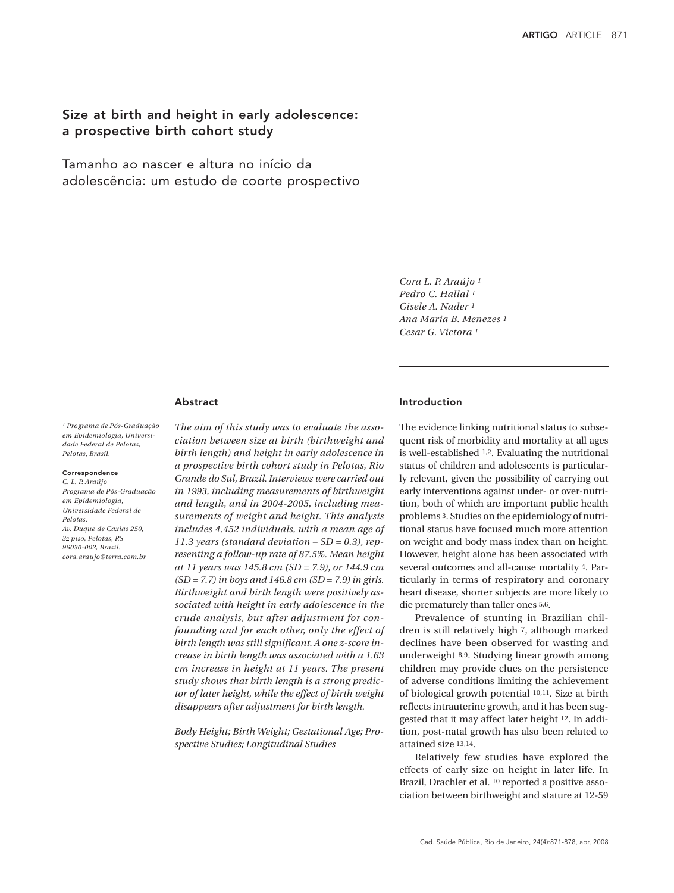# Size at birth and height in early adolescence: a prospective birth cohort study

# Tamanho ao nascer e altura no início da adolescência: um estudo de coorte prospectivo

*Cora L. P. Araújo* [1]
*Pedro C. Hallal* [1]
*Gisele A. Nader* [1]
*Ana Maria B. Menezes* [1]
*Cesar G. Victora* [1]

[1] *Programa de Pós-Graduação em Epidemiologia, Universidade Federal de Pelotas, Pelotas, Brasil.*

**Correspondence**
*C. L. P. Araújo*
*Programa de Pós-Graduação em Epidemiologia, Universidade Federal de Pelotas.*
*Av. Duque de Caxias 250, 3º piso, Pelotas, RS 96030-002, Brasil.*
*cora.araujo@terra.com.br*

## Abstract

*The aim of this study was to evaluate the association between size at birth (birthweight and birth length) and height in early adolescence in a prospective birth cohort study in Pelotas, Rio Grande do Sul, Brazil. Interviews were carried out in 1993, including measurements of birthweight and length, and in 2004-2005, including measurements of weight and height. This analysis includes 4,452 individuals, with a mean age of 11.3 years (standard deviation – SD = 0.3), representing a follow-up rate of 87.5%. Mean height at 11 years was 145.8 cm (SD = 7.9), or 144.9 cm (SD = 7.7) in boys and 146.8 cm (SD = 7.9) in girls. Birthweight and birth length were positively associated with height in early adolescence in the crude analysis, but after adjustment for confounding and for each other, only the effect of birth length was still significant. A one z-score increase in birth length was associated with a 1.63 cm increase in height at 11 years. The present study shows that birth length is a strong predictor of later height, while the effect of birth weight disappears after adjustment for birth length.*

*Body Height; Birth Weight; Gestational Age; Prospective Studies; Longitudinal Studies*

## Introduction

The evidence linking nutritional status to subsequent risk of morbidity and mortality at all ages is well-established [1,2]. Evaluating the nutritional status of children and adolescents is particularly relevant, given the possibility of carrying out early interventions against under- or over-nutrition, both of which are important public health problems [3]. Studies on the epidemiology of nutritional status have focused much more attention on weight and body mass index than on height. However, height alone has been associated with several outcomes and all-cause mortality [4]. Particularly in terms of respiratory and coronary heart disease, shorter subjects are more likely to die prematurely than taller ones [5,6].

Prevalence of stunting in Brazilian children is still relatively high [7], although marked declines have been observed for wasting and underweight [8,9]. Studying linear growth among children may provide clues on the persistence of adverse conditions limiting the achievement of biological growth potential [10,11]. Size at birth reflects intrauterine growth, and it has been suggested that it may affect later height [12]. In addition, post-natal growth has also been related to attained size [13,14].

Relatively few studies have explored the effects of early size on height in later life. In Brazil, Drachler et al. [10] reported a positive association between birthweight and stature at 12-59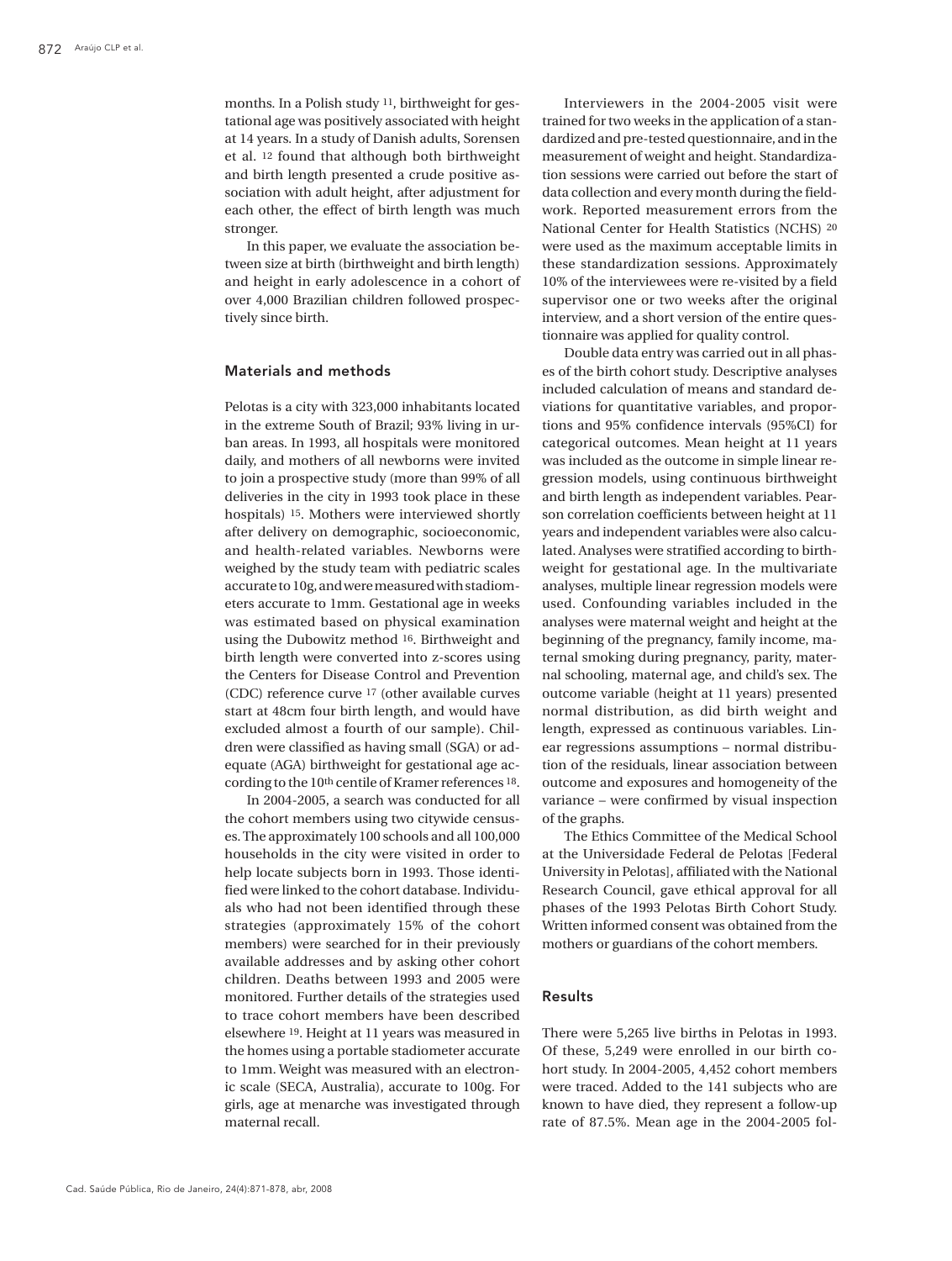months. In a Polish study [11], birthweight for gestational age was positively associated with height at 14 years. In a study of Danish adults, Sorensen et al. [12] found that although both birthweight and birth length presented a crude positive association with adult height, after adjustment for each other, the effect of birth length was much stronger.

In this paper, we evaluate the association between size at birth (birthweight and birth length) and height in early adolescence in a cohort of over 4,000 Brazilian children followed prospectively since birth.

## Materials and methods

Pelotas is a city with 323,000 inhabitants located in the extreme South of Brazil; 93% living in urban areas. In 1993, all hospitals were monitored daily, and mothers of all newborns were invited to join a prospective study (more than 99% of all deliveries in the city in 1993 took place in these hospitals) [15]. Mothers were interviewed shortly after delivery on demographic, socioeconomic, and health-related variables. Newborns were weighed by the study team with pediatric scales accurate to 10g, and were measured with stadiometers accurate to 1mm. Gestational age in weeks was estimated based on physical examination using the Dubowitz method [16]. Birthweight and birth length were converted into z-scores using the Centers for Disease Control and Prevention (CDC) reference curve [17] (other available curves start at 48cm four birth length, and would have excluded almost a fourth of our sample). Children were classified as having small (SGA) or adequate (AGA) birthweight for gestational age according to the 10th centile of Kramer references [18].

In 2004-2005, a search was conducted for all the cohort members using two citywide censuses. The approximately 100 schools and all 100,000 households in the city were visited in order to help locate subjects born in 1993. Those identified were linked to the cohort database. Individuals who had not been identified through these strategies (approximately 15% of the cohort members) were searched for in their previously available addresses and by asking other cohort children. Deaths between 1993 and 2005 were monitored. Further details of the strategies used to trace cohort members have been described elsewhere [19]. Height at 11 years was measured in the homes using a portable stadiometer accurate to 1mm. Weight was measured with an electronic scale (SECA, Australia), accurate to 100g. For girls, age at menarche was investigated through maternal recall.

Interviewers in the 2004-2005 visit were trained for two weeks in the application of a standardized and pre-tested questionnaire, and in the measurement of weight and height. Standardization sessions were carried out before the start of data collection and every month during the fieldwork. Reported measurement errors from the National Center for Health Statistics (NCHS) [20] were used as the maximum acceptable limits in these standardization sessions. Approximately 10% of the interviewees were re-visited by a field supervisor one or two weeks after the original interview, and a short version of the entire questionnaire was applied for quality control.

Double data entry was carried out in all phases of the birth cohort study. Descriptive analyses included calculation of means and standard deviations for quantitative variables, and proportions and 95% confidence intervals (95%CI) for categorical outcomes. Mean height at 11 years was included as the outcome in simple linear regression models, using continuous birthweight and birth length as independent variables. Pearson correlation coefficients between height at 11 years and independent variables were also calculated. Analyses were stratified according to birthweight for gestational age. In the multivariate analyses, multiple linear regression models were used. Confounding variables included in the analyses were maternal weight and height at the beginning of the pregnancy, family income, maternal smoking during pregnancy, parity, maternal schooling, maternal age, and child's sex. The outcome variable (height at 11 years) presented normal distribution, as did birth weight and length, expressed as continuous variables. Linear regressions assumptions – normal distribution of the residuals, linear association between outcome and exposures and homogeneity of the variance – were confirmed by visual inspection of the graphs.

The Ethics Committee of the Medical School at the Universidade Federal de Pelotas [Federal University in Pelotas], affiliated with the National Research Council, gave ethical approval for all phases of the 1993 Pelotas Birth Cohort Study. Written informed consent was obtained from the mothers or guardians of the cohort members.

## Results

There were 5,265 live births in Pelotas in 1993. Of these, 5,249 were enrolled in our birth cohort study. In 2004-2005, 4,452 cohort members were traced. Added to the 141 subjects who are known to have died, they represent a follow-up rate of 87.5%. Mean age in the 2004-2005 fol-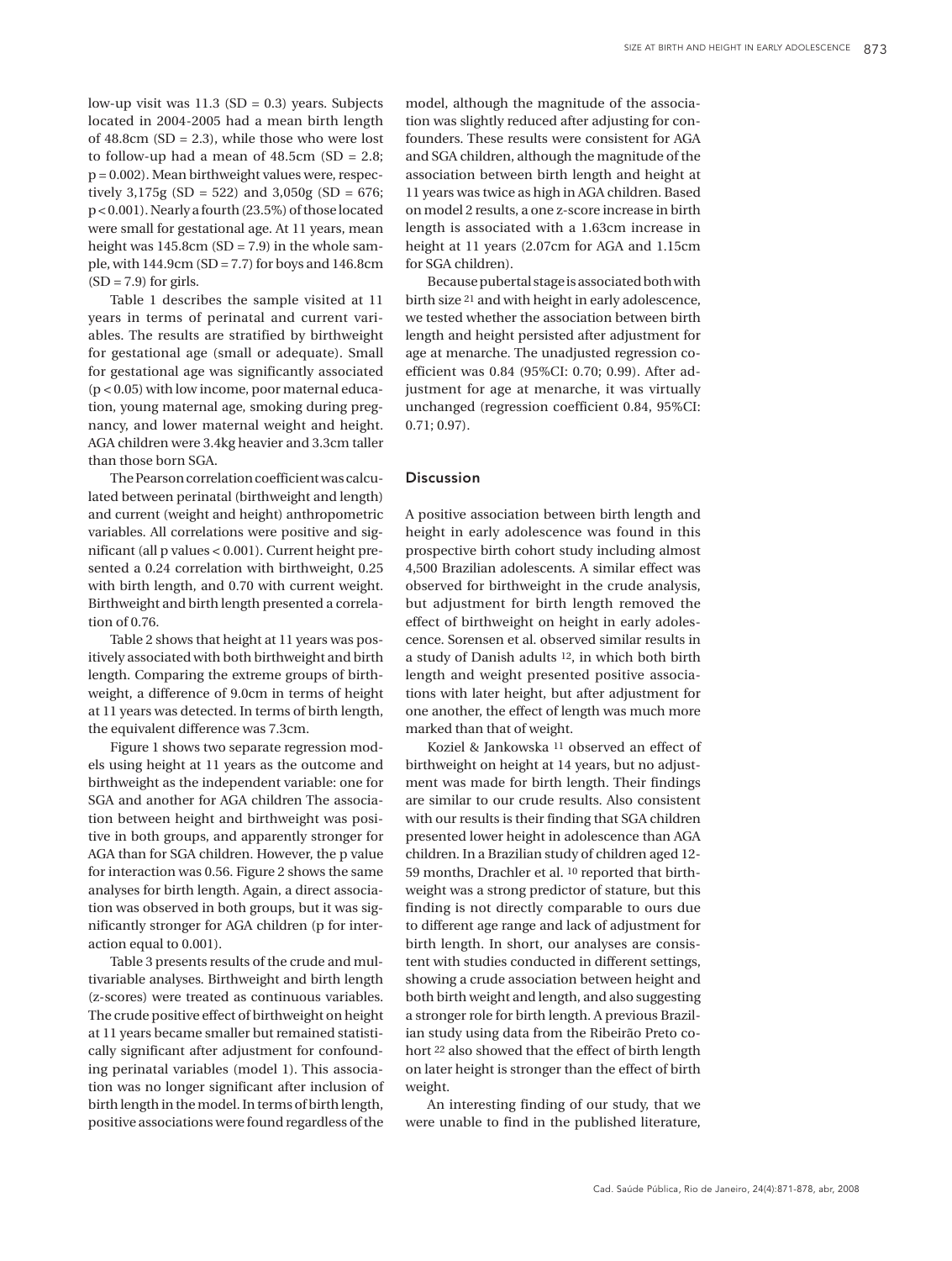low-up visit was 11.3 (SD = 0.3) years. Subjects located in 2004-2005 had a mean birth length of 48.8cm (SD = 2.3), while those who were lost to follow-up had a mean of 48.5cm (SD = 2.8; p = 0.002). Mean birthweight values were, respectively 3,175g (SD = 522) and 3,050g (SD = 676; p < 0.001). Nearly a fourth (23.5%) of those located were small for gestational age. At 11 years, mean height was 145.8cm (SD = 7.9) in the whole sample, with 144.9cm (SD = 7.7) for boys and 146.8cm (SD = 7.9) for girls.

Table 1 describes the sample visited at 11 years in terms of perinatal and current variables. The results are stratified by birthweight for gestational age (small or adequate). Small for gestational age was significantly associated (p < 0.05) with low income, poor maternal education, young maternal age, smoking during pregnancy, and lower maternal weight and height. AGA children were 3.4kg heavier and 3.3cm taller than those born SGA.

The Pearson correlation coefficient was calculated between perinatal (birthweight and length) and current (weight and height) anthropometric variables. All correlations were positive and significant (all p values < 0.001). Current height presented a 0.24 correlation with birthweight, 0.25 with birth length, and 0.70 with current weight. Birthweight and birth length presented a correlation of 0.76.

Table 2 shows that height at 11 years was positively associated with both birthweight and birth length. Comparing the extreme groups of birthweight, a difference of 9.0cm in terms of height at 11 years was detected. In terms of birth length, the equivalent difference was 7.3cm.

Figure 1 shows two separate regression models using height at 11 years as the outcome and birthweight as the independent variable: one for SGA and another for AGA children The association between height and birthweight was positive in both groups, and apparently stronger for AGA than for SGA children. However, the p value for interaction was 0.56. Figure 2 shows the same analyses for birth length. Again, a direct association was observed in both groups, but it was significantly stronger for AGA children (p for interaction equal to 0.001).

Table 3 presents results of the crude and multivariable analyses. Birthweight and birth length (z-scores) were treated as continuous variables. The crude positive effect of birthweight on height at 11 years became smaller but remained statistically significant after adjustment for confounding perinatal variables (model 1). This association was no longer significant after inclusion of birth length in the model. In terms of birth length, positive associations were found regardless of the model, although the magnitude of the association was slightly reduced after adjusting for confounders. These results were consistent for AGA and SGA children, although the magnitude of the association between birth length and height at 11 years was twice as high in AGA children. Based on model 2 results, a one z-score increase in birth length is associated with a 1.63cm increase in height at 11 years (2.07cm for AGA and 1.15cm for SGA children).

Because pubertal stage is associated both with birth size [21] and with height in early adolescence, we tested whether the association between birth length and height persisted after adjustment for age at menarche. The unadjusted regression coefficient was 0.84 (95%CI: 0.70; 0.99). After adjustment for age at menarche, it was virtually unchanged (regression coefficient 0.84, 95%CI: 0.71; 0.97).

## Discussion

A positive association between birth length and height in early adolescence was found in this prospective birth cohort study including almost 4,500 Brazilian adolescents. A similar effect was observed for birthweight in the crude analysis, but adjustment for birth length removed the effect of birthweight on height in early adolescence. Sorensen et al. observed similar results in a study of Danish adults [12], in which both birth length and weight presented positive associations with later height, but after adjustment for one another, the effect of length was much more marked than that of weight.

Koziel & Jankowska [11] observed an effect of birthweight on height at 14 years, but no adjustment was made for birth length. Their findings are similar to our crude results. Also consistent with our results is their finding that SGA children presented lower height in adolescence than AGA children. In a Brazilian study of children aged 12-59 months, Drachler et al. [10] reported that birthweight was a strong predictor of stature, but this finding is not directly comparable to ours due to different age range and lack of adjustment for birth length. In short, our analyses are consistent with studies conducted in different settings, showing a crude association between height and both birth weight and length, and also suggesting a stronger role for birth length. A previous Brazilian study using data from the Ribeirão Preto cohort [22] also showed that the effect of birth length on later height is stronger than the effect of birth weight.

An interesting finding of our study, that we were unable to find in the published literature,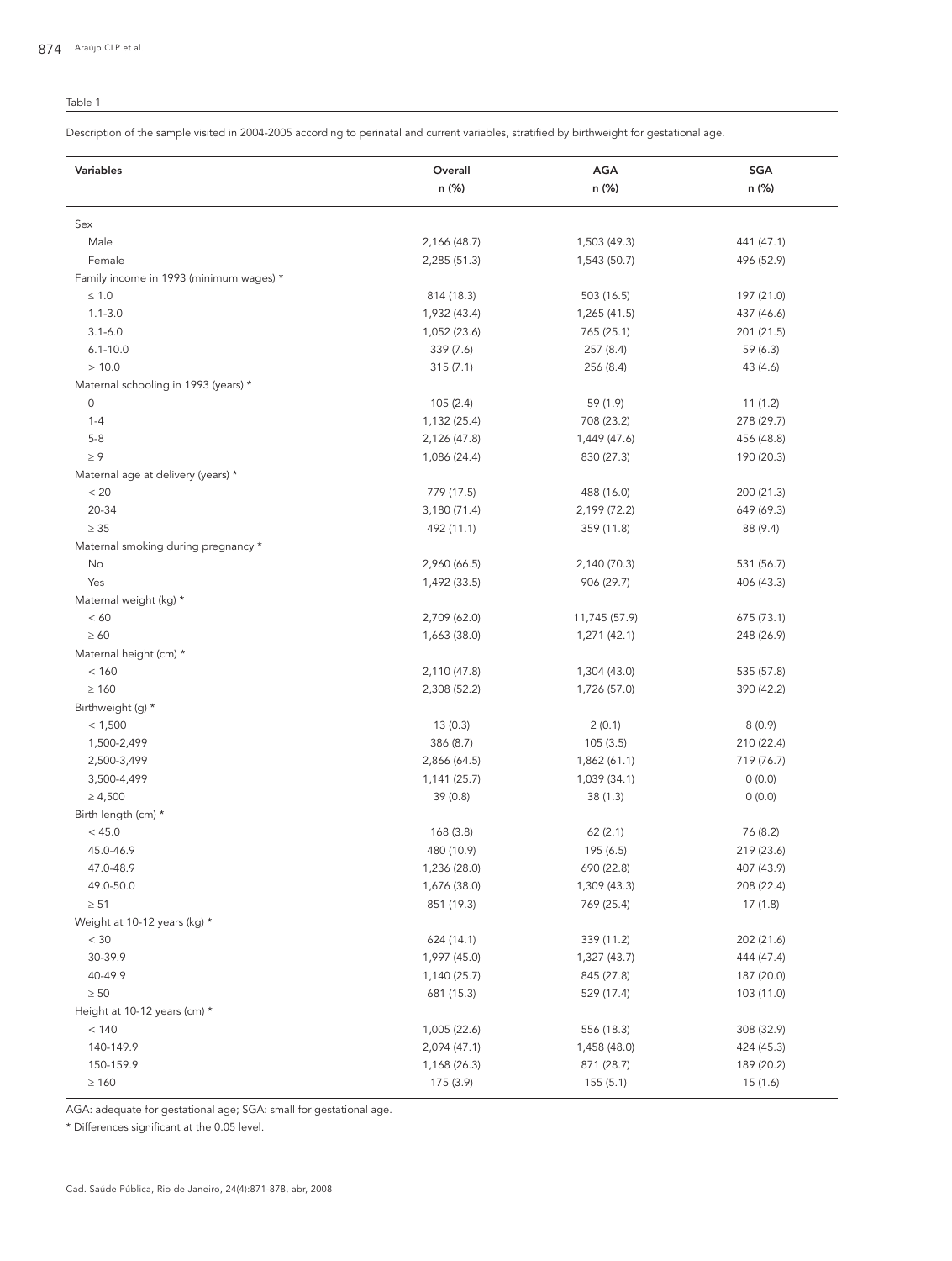Table 1

Description of the sample visited in 2004-2005 according to perinatal and current variables, stratified by birthweight for gestational age.

| Variables | Overall n (%) | AGA n (%) | SGA n (%) |
|---|---|---|---|
| Sex | | | |
| Male | 2,166 (48.7) | 1,503 (49.3) | 441 (47.1) |
| Female | 2,285 (51.3) | 1,543 (50.7) | 496 (52.9) |
| Family income in 1993 (minimum wages) * | | | |
| ≤ 1.0 | 814 (18.3) | 503 (16.5) | 197 (21.0) |
| 1.1-3.0 | 1,932 (43.4) | 1,265 (41.5) | 437 (46.6) |
| 3.1-6.0 | 1,052 (23.6) | 765 (25.1) | 201 (21.5) |
| 6.1-10.0 | 339 (7.6) | 257 (8.4) | 59 (6.3) |
| > 10.0 | 315 (7.1) | 256 (8.4) | 43 (4.6) |
| Maternal schooling in 1993 (years) * | | | |
| 0 | 105 (2.4) | 59 (1.9) | 11 (1.2) |
| 1-4 | 1,132 (25.4) | 708 (23.2) | 278 (29.7) |
| 5-8 | 2,126 (47.8) | 1,449 (47.6) | 456 (48.8) |
| ≥ 9 | 1,086 (24.4) | 830 (27.3) | 190 (20.3) |
| Maternal age at delivery (years) * | | | |
| < 20 | 779 (17.5) | 488 (16.0) | 200 (21.3) |
| 20-34 | 3,180 (71.4) | 2,199 (72.2) | 649 (69.3) |
| ≥ 35 | 492 (11.1) | 359 (11.8) | 88 (9.4) |
| Maternal smoking during pregnancy * | | | |
| No | 2,960 (66.5) | 2,140 (70.3) | 531 (56.7) |
| Yes | 1,492 (33.5) | 906 (29.7) | 406 (43.3) |
| Maternal weight (kg) * | | | |
| < 60 | 2,709 (62.0) | 11,745 (57.9) | 675 (73.1) |
| ≥ 60 | 1,663 (38.0) | 1,271 (42.1) | 248 (26.9) |
| Maternal height (cm) * | | | |
| < 160 | 2,110 (47.8) | 1,304 (43.0) | 535 (57.8) |
| ≥ 160 | 2,308 (52.2) | 1,726 (57.0) | 390 (42.2) |
| Birthweight (g) * | | | |
| < 1,500 | 13 (0.3) | 2 (0.1) | 8 (0.9) |
| 1,500-2,499 | 386 (8.7) | 105 (3.5) | 210 (22.4) |
| 2,500-3,499 | 2,866 (64.5) | 1,862 (61.1) | 719 (76.7) |
| 3,500-4,499 | 1,141 (25.7) | 1,039 (34.1) | 0 (0.0) |
| ≥ 4,500 | 39 (0.8) | 38 (1.3) | 0 (0.0) |
| Birth length (cm) * | | | |
| < 45.0 | 168 (3.8) | 62 (2.1) | 76 (8.2) |
| 45.0-46.9 | 480 (10.9) | 195 (6.5) | 219 (23.6) |
| 47.0-48.9 | 1,236 (28.0) | 690 (22.8) | 407 (43.9) |
| 49.0-50.0 | 1,676 (38.0) | 1,309 (43.3) | 208 (22.4) |
| ≥ 51 | 851 (19.3) | 769 (25.4) | 17 (1.8) |
| Weight at 10-12 years (kg) * | | | |
| < 30 | 624 (14.1) | 339 (11.2) | 202 (21.6) |
| 30-39.9 | 1,997 (45.0) | 1,327 (43.7) | 444 (47.4) |
| 40-49.9 | 1,140 (25.7) | 845 (27.8) | 187 (20.0) |
| ≥ 50 | 681 (15.3) | 529 (17.4) | 103 (11.0) |
| Height at 10-12 years (cm) * | | | |
| < 140 | 1,005 (22.6) | 556 (18.3) | 308 (32.9) |
| 140-149.9 | 2,094 (47.1) | 1,458 (48.0) | 424 (45.3) |
| 150-159.9 | 1,168 (26.3) | 871 (28.7) | 189 (20.2) |
| ≥ 160 | 175 (3.9) | 155 (5.1) | 15 (1.6) |

AGA: adequate for gestational age; SGA: small for gestational age.

* Differences significant at the 0.05 level.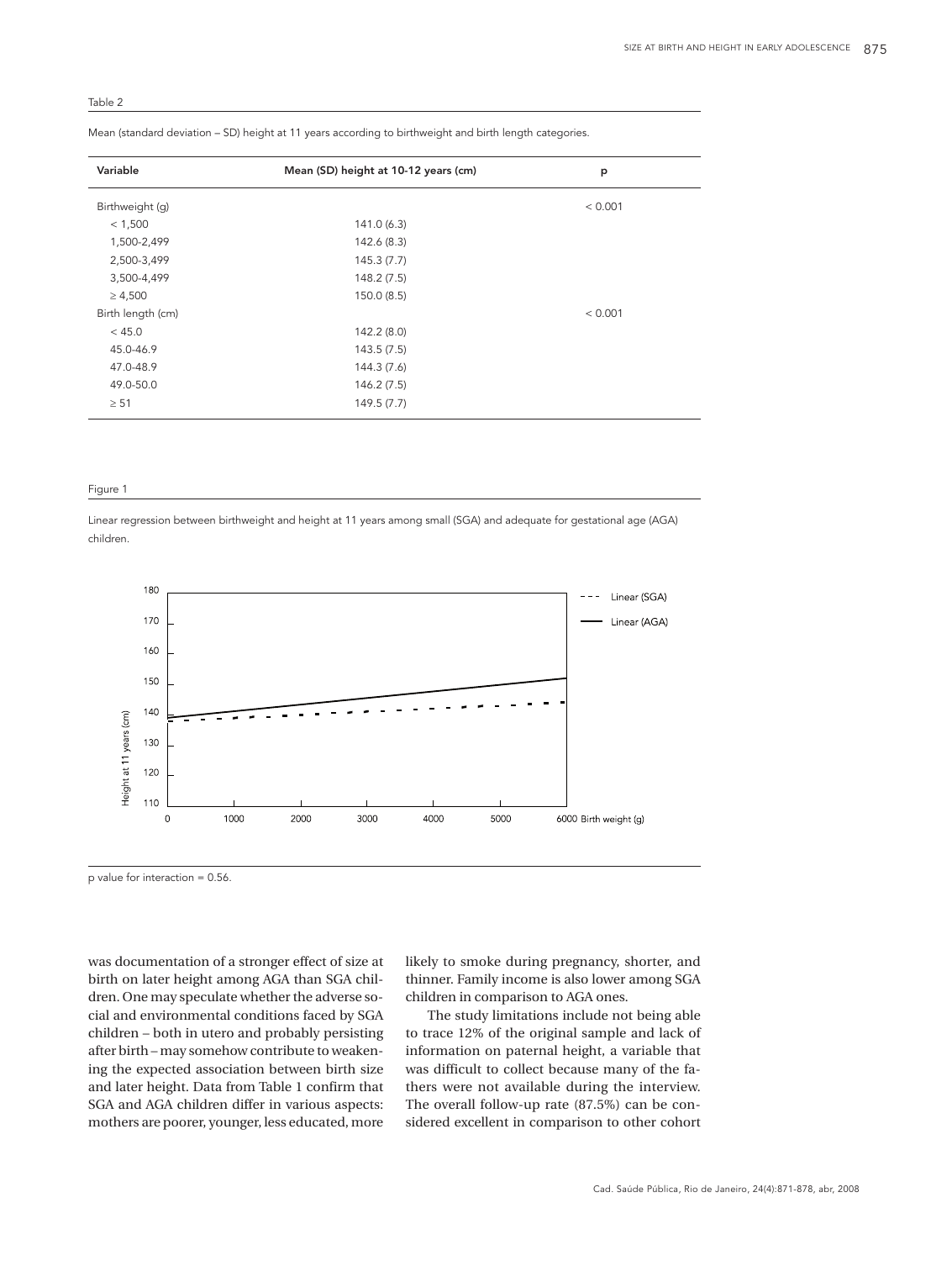Table 2

Mean (standard deviation – SD) height at 11 years according to birthweight and birth length categories.

| Variable | Mean (SD) height at 10-12 years (cm) | p |
|---|---|---|
| Birthweight (g) | | < 0.001 |
| < 1,500 | 141.0 (6.3) | |
| 1,500-2,499 | 142.6 (8.3) | |
| 2,500-3,499 | 145.3 (7.7) | |
| 3,500-4,499 | 148.2 (7.5) | |
| ≥ 4,500 | 150.0 (8.5) | |
| Birth length (cm) | | < 0.001 |
| < 45.0 | 142.2 (8.0) | |
| 45.0-46.9 | 143.5 (7.5) | |
| 47.0-48.9 | 144.3 (7.6) | |
| 49.0-50.0 | 146.2 (7.5) | |
| ≥ 51 | 149.5 (7.7) | |

Figure 1

Linear regression between birthweight and height at 11 years among small (SGA) and adequate for gestational age (AGA) children.

p value for interaction = 0.56.

was documentation of a stronger effect of size at birth on later height among AGA than SGA children. One may speculate whether the adverse social and environmental conditions faced by SGA children – both in utero and probably persisting after birth – may somehow contribute to weakening the expected association between birth size and later height. Data from Table 1 confirm that SGA and AGA children differ in various aspects: mothers are poorer, younger, less educated, more likely to smoke during pregnancy, shorter, and thinner. Family income is also lower among SGA children in comparison to AGA ones.

The study limitations include not being able to trace 12% of the original sample and lack of information on paternal height, a variable that was difficult to collect because many of the fathers were not available during the interview. The overall follow-up rate (87.5%) can be considered excellent in comparison to other cohort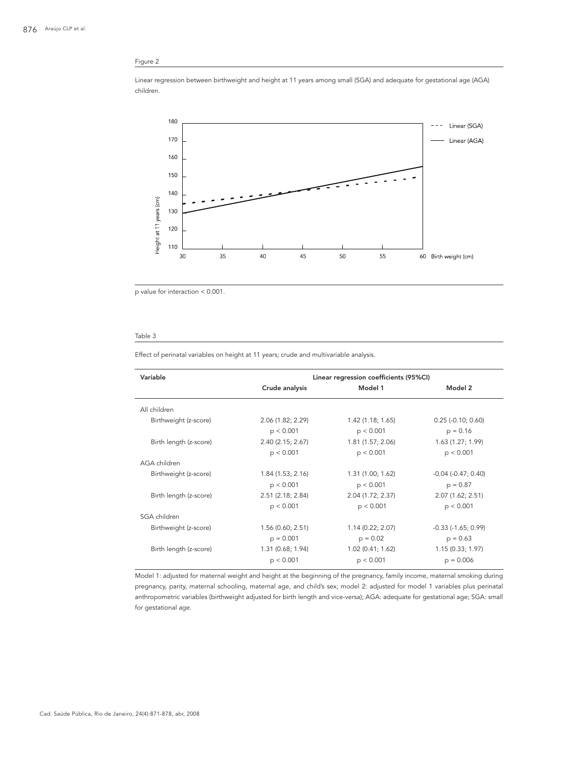Figure 2

Linear regression between birthweight and height at 11 years among small (SGA) and adequate for gestational age (AGA) children.

p value for interaction < 0.001.

Table 3

Effect of perinatal variables on height at 11 years; crude and multivariable analysis.

| Variable | Linear regression coefficients (95%CI) | | |
|---|---|---|---|
| | Crude analysis | Model 1 | Model 2 |
| All children | | | |
| Birthweight (z-score) | 2.06 (1.82; 2.29) | 1.42 (1.18; 1.65) | 0.25 (-0.10; 0.60) |
| | $p < 0.001$ | $p < 0.001$ | $p = 0.16$ |
| Birth length (z-score) | 2.40 (2.15; 2.67) | 1.81 (1.57; 2.06) | 1.63 (1.27; 1.99) |
| | $p < 0.001$ | $p < 0.001$ | $p < 0.001$ |
| AGA children | | | |
| Birthweight (z-score) | 1.84 (1.53; 2.16) | 1.31 (1.00; 1.62) | -0.04 (-0.47; 0.40) |
| | $p < 0.001$ | $p < 0.001$ | $p = 0.87$ |
| Birth length (z-score) | 2.51 (2.18; 2.84) | 2.04 (1.72; 2.37) | 2.07 (1.62; 2.51) |
| | $p < 0.001$ | $p < 0.001$ | $p < 0.001$ |
| SGA children | | | |
| Birthweight (z-score) | 1.56 (0.60; 2.51) | 1.14 (0.22; 2.07) | -0.33 (-1.65; 0.99) |
| | $p = 0.001$ | $p = 0.02$ | $p = 0.63$ |
| Birth length (z-score) | 1.31 (0.68; 1.94) | 1.02 (0.41; 1.62) | 1.15 (0.33; 1.97) |
| | $p < 0.001$ | $p < 0.001$ | $p = 0.006$ |

Model 1: adjusted for maternal weight and height at the beginning of the pregnancy, family income, maternal smoking during pregnancy, parity, maternal schooling, maternal age, and child's sex; model 2: adjusted for model 1 variables plus perinatal anthropometric variables (birthweight adjusted for birth length and vice-versa); AGA: adequate for gestational age; SGA: small for gestational age.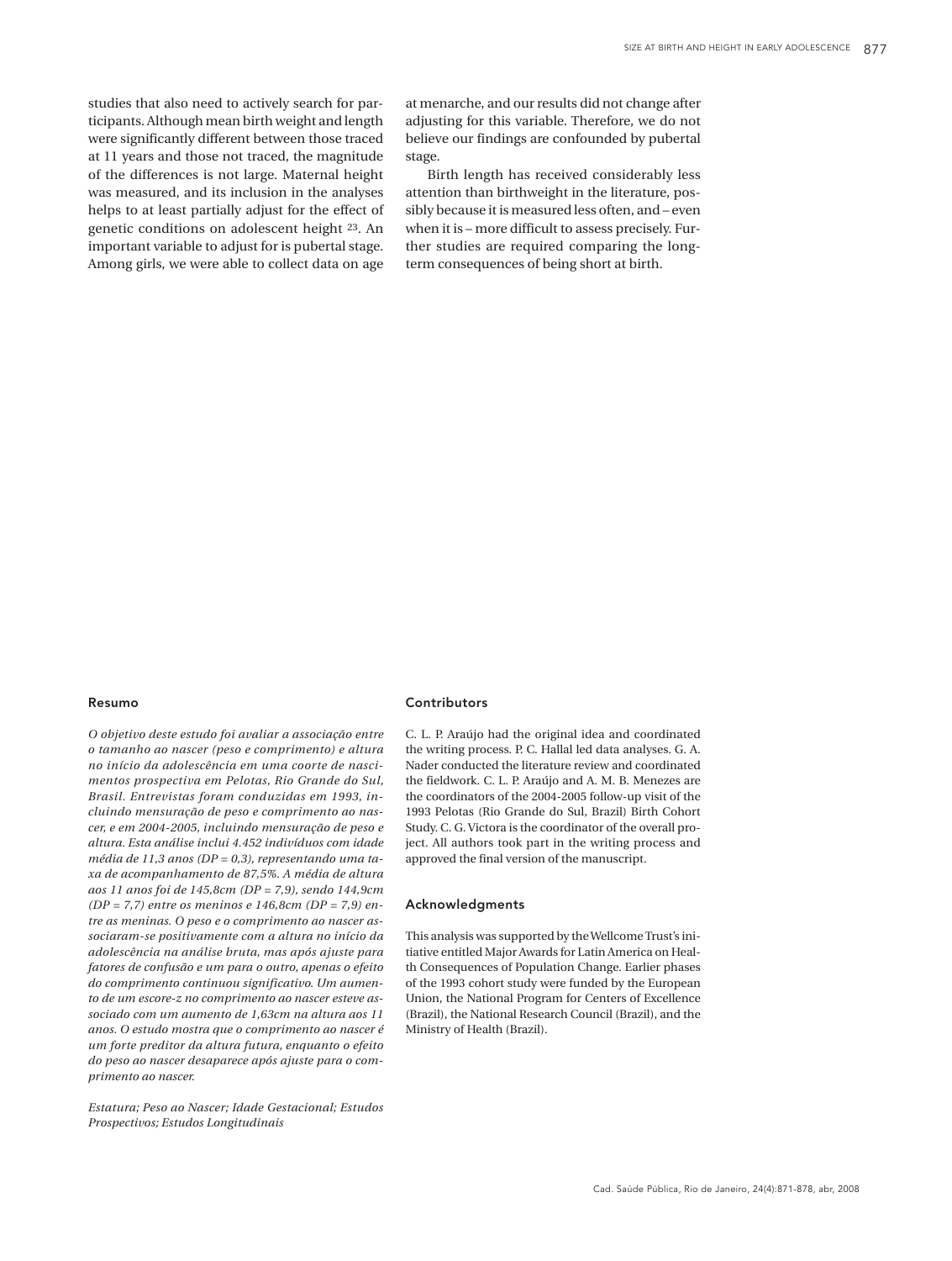studies that also need to actively search for participants. Although mean birth weight and length were significantly different between those traced at 11 years and those not traced, the magnitude of the differences is not large. Maternal height was measured, and its inclusion in the analyses helps to at least partially adjust for the effect of genetic conditions on adolescent height [23]. An important variable to adjust for is pubertal stage. Among girls, we were able to collect data on age at menarche, and our results did not change after adjusting for this variable. Therefore, we do not believe our findings are confounded by pubertal stage.

Birth length has received considerably less attention than birthweight in the literature, possibly because it is measured less often, and – even when it is – more difficult to assess precisely. Further studies are required comparing the long-term consequences of being short at birth.

## Resumo

*O objetivo deste estudo foi avaliar a associação entre o tamanho ao nascer (peso e comprimento) e altura no início da adolescência em uma coorte de nascimentos prospectiva em Pelotas, Rio Grande do Sul, Brasil. Entrevistas foram conduzidas em 1993, incluindo mensuração de peso e comprimento ao nascer, e em 2004-2005, incluindo mensuração de peso e altura. Esta análise inclui 4.452 indivíduos com idade média de 11,3 anos (DP = 0,3), representando uma taxa de acompanhamento de 87,5%. A média de altura aos 11 anos foi de 145,8cm (DP = 7,9), sendo 144,9cm (DP = 7,7) entre os meninos e 146,8cm (DP = 7,9) entre as meninas. O peso e o comprimento ao nascer associaram-se positivamente com a altura no início da adolescência na análise bruta, mas após ajuste para fatores de confusão e um para o outro, apenas o efeito do comprimento continuou significativo. Um aumento de um escore-z no comprimento ao nascer esteve associado com um aumento de 1,63cm na altura aos 11 anos. O estudo mostra que o comprimento ao nascer é um forte preditor da altura futura, enquanto o efeito do peso ao nascer desaparece após ajuste para o comprimento ao nascer.*

*Estatura; Peso ao Nascer; Idade Gestacional; Estudos Prospectivos; Estudos Longitudinais*

## Contributors

C. L. P. Araújo had the original idea and coordinated the writing process. P. C. Hallal led data analyses. G. A. Nader conducted the literature review and coordinated the fieldwork. C. L. P. Araújo and A. M. B. Menezes are the coordinators of the 2004-2005 follow-up visit of the 1993 Pelotas (Rio Grande do Sul, Brazil) Birth Cohort Study. C. G. Victora is the coordinator of the overall project. All authors took part in the writing process and approved the final version of the manuscript.

## Acknowledgments

This analysis was supported by the Wellcome Trust's initiative entitled Major Awards for Latin America on Health Consequences of Population Change. Earlier phases of the 1993 cohort study were funded by the European Union, the National Program for Centers of Excellence (Brazil), the National Research Council (Brazil), and the Ministry of Health (Brazil).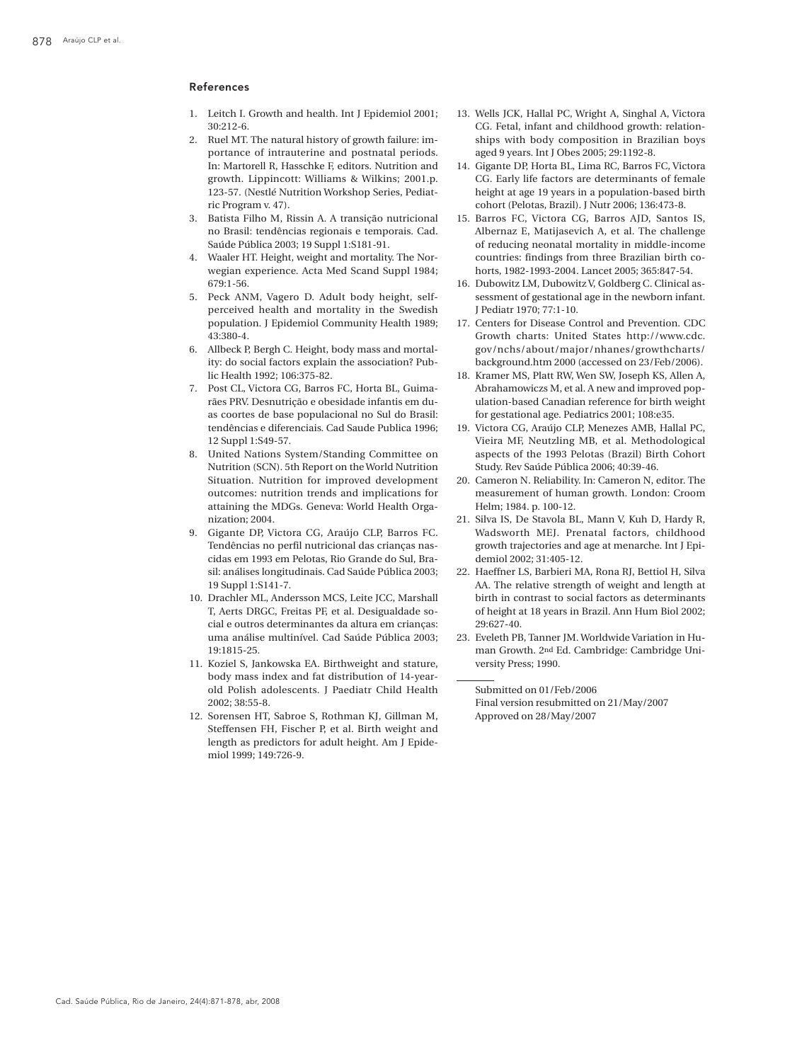## References

1. Leitch I. Growth and health. Int J Epidemiol 2001; 30:212-6.
2. Ruel MT. The natural history of growth failure: importance of intrauterine and postnatal periods. In: Martorell R, Hasschke F, editors. Nutrition and growth. Lippincott: Williams & Wilkins; 2001.p. 123-57. (Nestlé Nutrition Workshop Series, Pediatric Program v. 47).
3. Batista Filho M, Rissin A. A transição nutricional no Brasil: tendências regionais e temporais. Cad. Saúde Pública 2003; 19 Suppl 1:S181-91.
4. Waaler HT. Height, weight and mortality. The Norwegian experience. Acta Med Scand Suppl 1984; 679:1-56.
5. Peck ANM, Vagero D. Adult body height, self-perceived health and mortality in the Swedish population. J Epidemiol Community Health 1989; 43:380-4.
6. Allbeck P, Bergh C. Height, body mass and mortality: do social factors explain the association? Public Health 1992; 106:375-82.
7. Post CL, Victora CG, Barros FC, Horta BL, Guimarães PRV. Desnutrição e obesidade infantis em duas coortes de base populacional no Sul do Brasil: tendências e diferenciais. Cad Saude Publica 1996; 12 Suppl 1:S49-57.
8. United Nations System/Standing Committee on Nutrition (SCN). 5th Report on the World Nutrition Situation. Nutrition for improved development outcomes: nutrition trends and implications for attaining the MDGs. Geneva: World Health Organization; 2004.
9. Gigante DP, Victora CG, Araújo CLP, Barros FC. Tendências no perfil nutricional das crianças nascidas em 1993 em Pelotas, Rio Grande do Sul, Brasil: análises longitudinais. Cad Saúde Pública 2003; 19 Suppl 1:S141-7.
10. Drachler ML, Andersson MCS, Leite JCC, Marshall T, Aerts DRGC, Freitas PF, et al. Desigualdade social e outros determinantes da altura em crianças: uma análise multinível. Cad Saúde Pública 2003; 19:1815-25.
11. Koziel S, Jankowska EA. Birthweight and stature, body mass index and fat distribution of 14-year-old Polish adolescents. J Paediatr Child Health 2002; 38:55-8.
12. Sorensen HT, Sabroe S, Rothman KJ, Gillman M, Steffensen FH, Fischer P, et al. Birth weight and length as predictors for adult height. Am J Epidemiol 1999; 149:726-9.
13. Wells JCK, Hallal PC, Wright A, Singhal A, Victora CG. Fetal, infant and childhood growth: relationships with body composition in Brazilian boys aged 9 years. Int J Obes 2005; 29:1192-8.
14. Gigante DP, Horta BL, Lima RC, Barros FC, Victora CG. Early life factors are determinants of female height at age 19 years in a population-based birth cohort (Pelotas, Brazil). J Nutr 2006; 136:473-8.
15. Barros FC, Victora CG, Barros AJD, Santos IS, Albernaz E, Matijasevich A, et al. The challenge of reducing neonatal mortality in middle-income countries: findings from three Brazilian birth cohorts, 1982-1993-2004. Lancet 2005; 365:847-54.
16. Dubowitz LM, Dubowitz V, Goldberg C. Clinical assessment of gestational age in the newborn infant. J Pediatr 1970; 77:1-10.
17. Centers for Disease Control and Prevention. CDC Growth charts: United States http://www.cdc.gov/nchs/about/major/nhanes/growthcharts/background.htm 2000 (accessed on 23/Feb/2006).
18. Kramer MS, Platt RW, Wen SW, Joseph KS, Allen A, Abrahamowiczs M, et al. A new and improved population-based Canadian reference for birth weight for gestational age. Pediatrics 2001; 108:e35.
19. Victora CG, Araújo CLP, Menezes AMB, Hallal PC, Vieira MF, Neutzling MB, et al. Methodological aspects of the 1993 Pelotas (Brazil) Birth Cohort Study. Rev Saúde Pública 2006; 40:39-46.
20. Cameron N. Reliability. In: Cameron N, editor. The measurement of human growth. London: Croom Helm; 1984. p. 100-12.
21. Silva IS, De Stavola BL, Mann V, Kuh D, Hardy R, Wadsworth MEJ. Prenatal factors, childhood growth trajectories and age at menarche. Int J Epidemiol 2002; 31:405-12.
22. Haeffner LS, Barbieri MA, Rona RJ, Bettiol H, Silva AA. The relative strength of weight and length at birth in contrast to social factors as determinants of height at 18 years in Brazil. Ann Hum Biol 2002; 29:627-40.
23. Eveleth PB, Tanner JM. Worldwide Variation in Human Growth. 2nd Ed. Cambridge: Cambridge University Press; 1990.

---

Submitted on 01/Feb/2006
Final version resubmitted on 21/May/2007
Approved on 28/May/2007